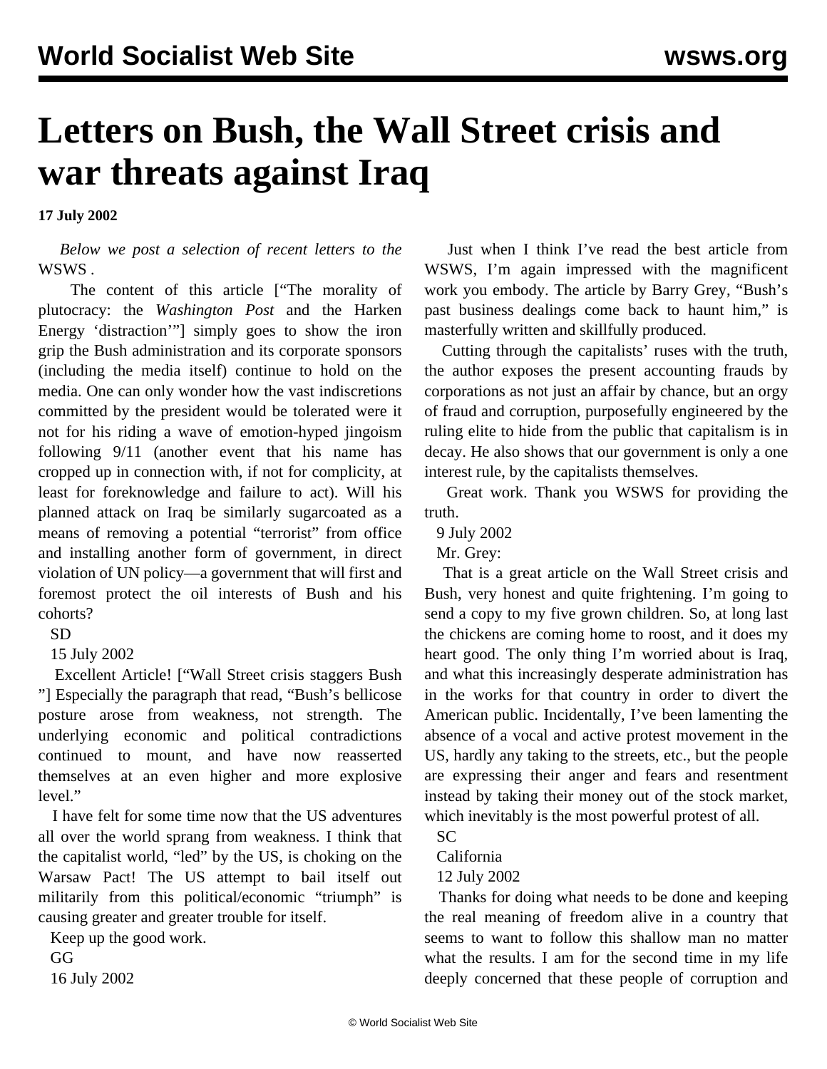# Letters on Bush, the Wall Street crisis and war threats against Iraq

**17 July 2002**

*Below we post a selection of recent letters to the* WSWS .

The content of this article ["The morality of plutocracy: the *Washington Post* and the Harken Energy 'distraction'"] simply goes to show the iron grip the Bush administration and its corporate sponsors (including the media itself) continue to hold on the media. One can only wonder how the vast indiscretions committed by the president would be tolerated were it not for his riding a wave of emotion-hyped jingoism following 9/11 (another event that his name has cropped up in connection with, if not for complicity, at least for foreknowledge and failure to act). Will his planned attack on Iraq be similarly sugarcoated as a means of removing a potential "terrorist" from office and installing another form of government, in direct violation of UN policy—a government that will first and foremost protect the oil interests of Bush and his cohorts?

SD

15 July 2002

Excellent Article! ["Wall Street crisis staggers Bush "] Especially the paragraph that read, "Bush's bellicose posture arose from weakness, not strength. The underlying economic and political contradictions continued to mount, and have now reasserted themselves at an even higher and more explosive level."

I have felt for some time now that the US adventures all over the world sprang from weakness. I think that the capitalist world, "led" by the US, is choking on the Warsaw Pact! The US attempt to bail itself out militarily from this political/economic "triumph" is causing greater and greater trouble for itself.

Keep up the good work.

GG

16 July 2002

Just when I think I've read the best article from WSWS, I'm again impressed with the magnificent work you embody. The article by Barry Grey, "Bush's past business dealings come back to haunt him," is masterfully written and skillfully produced.

Cutting through the capitalists' ruses with the truth, the author exposes the present accounting frauds by corporations as not just an affair by chance, but an orgy of fraud and corruption, purposefully engineered by the ruling elite to hide from the public that capitalism is in decay. He also shows that our government is only a one interest rule, by the capitalists themselves.

Great work. Thank you WSWS for providing the truth.

9 July 2002

Mr. Grey:

That is a great article on the Wall Street crisis and Bush, very honest and quite frightening. I'm going to send a copy to my five grown children. So, at long last the chickens are coming home to roost, and it does my heart good. The only thing I'm worried about is Iraq, and what this increasingly desperate administration has in the works for that country in order to divert the American public. Incidentally, I've been lamenting the absence of a vocal and active protest movement in the US, hardly any taking to the streets, etc., but the people are expressing their anger and fears and resentment instead by taking their money out of the stock market, which inevitably is the most powerful protest of all.

SC

California

12 July 2002

Thanks for doing what needs to be done and keeping the real meaning of freedom alive in a country that seems to want to follow this shallow man no matter what the results. I am for the second time in my life deeply concerned that these people of corruption and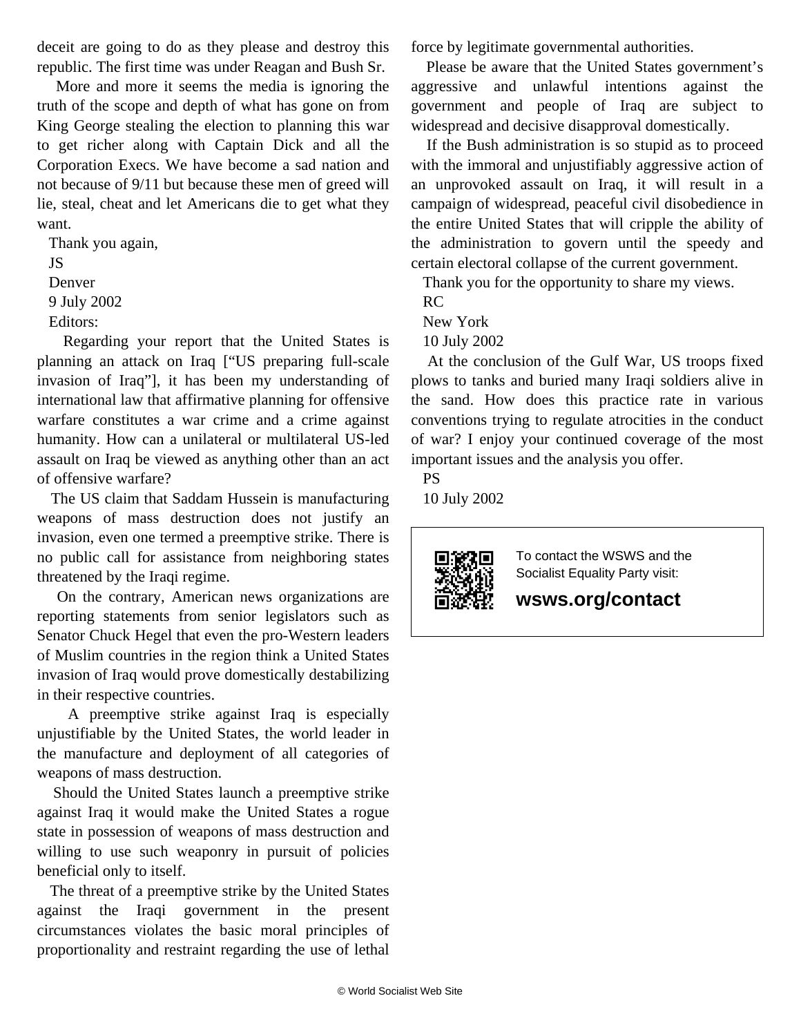deceit are going to do as they please and destroy this republic. The first time was under Reagan and Bush Sr.

More and more it seems the media is ignoring the truth of the scope and depth of what has gone on from King George stealing the election to planning this war to get richer along with Captain Dick and all the Corporation Execs. We have become a sad nation and not because of 9/11 but because these men of greed will lie, steal, cheat and let Americans die to get what they want.

Thank you again,

JS

Denver

9 July 2002

Editors:

Regarding your report that the United States is planning an attack on Iraq ["US preparing full-scale invasion of Iraq"], it has been my understanding of international law that affirmative planning for offensive warfare constitutes a war crime and a crime against humanity. How can a unilateral or multilateral US-led assault on Iraq be viewed as anything other than an act of offensive warfare?

The US claim that Saddam Hussein is manufacturing weapons of mass destruction does not justify an invasion, even one termed a preemptive strike. There is no public call for assistance from neighboring states threatened by the Iraqi regime.

On the contrary, American news organizations are reporting statements from senior legislators such as Senator Chuck Hegel that even the pro-Western leaders of Muslim countries in the region think a United States invasion of Iraq would prove domestically destabilizing in their respective countries.

A preemptive strike against Iraq is especially unjustifiable by the United States, the world leader in the manufacture and deployment of all categories of weapons of mass destruction.

Should the United States launch a preemptive strike against Iraq it would make the United States a rogue state in possession of weapons of mass destruction and willing to use such weaponry in pursuit of policies beneficial only to itself.

The threat of a preemptive strike by the United States against the Iraqi government in the present circumstances violates the basic moral principles of proportionality and restraint regarding the use of lethal force by legitimate governmental authorities.

Please be aware that the United States government's aggressive and unlawful intentions against the government and people of Iraq are subject to widespread and decisive disapproval domestically.

If the Bush administration is so stupid as to proceed with the immoral and unjustifiably aggressive action of an unprovoked assault on Iraq, it will result in a campaign of widespread, peaceful civil disobedience in the entire United States that will cripple the ability of the administration to govern until the speedy and certain electoral collapse of the current government.

Thank you for the opportunity to share my views.

RC

New York

10 July 2002

At the conclusion of the Gulf War, US troops fixed plows to tanks and buried many Iraqi soldiers alive in the sand. How does this practice rate in various conventions trying to regulate atrocities in the conduct of war? I enjoy your continued coverage of the most important issues and the analysis you offer.

PS

10 July 2002

To contact the WSWS and the Socialist Equality Party visit:

**wsws.org/contact**